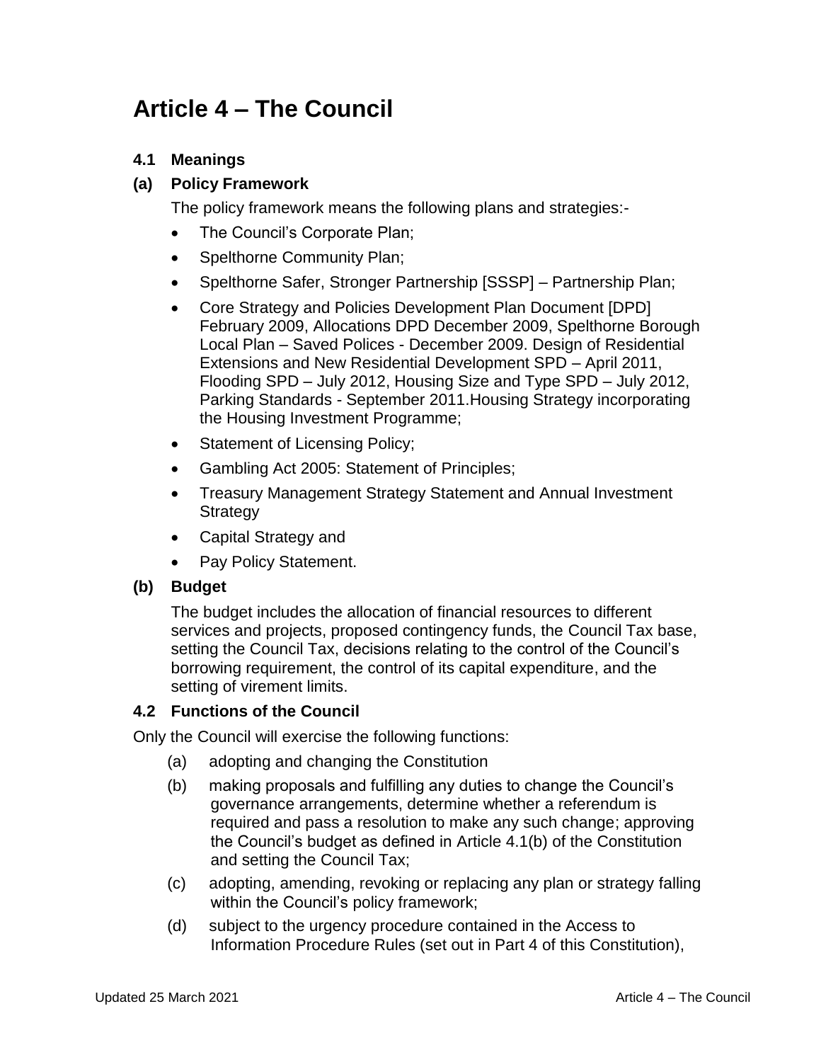# Article 4 – The Council

### 4.1 Meanings

### (a) Policy Framework

The policy framework means the following plans and strategies:-

- The Council's Corporate Plan;
- Spelthorne Community Plan;
- Spelthorne Safer, Stronger Partnership [SSSP] – Partnership Plan;
- Core Strategy and Policies Development Plan Document [DPD] February 2009, Allocations DPD December 2009, Spelthorne Borough Local Plan – Saved Polices - December 2009. Design of Residential Extensions and New Residential Development SPD – April 2011, Flooding SPD – July 2012, Housing Size and Type SPD – July 2012, Parking Standards - September 2011.Housing Strategy incorporating the Housing Investment Programme;
- Statement of Licensing Policy;
- Gambling Act 2005: Statement of Principles;
- Treasury Management Strategy Statement and Annual Investment Strategy
- Capital Strategy and
- Pay Policy Statement.

### (b) Budget

The budget includes the allocation of financial resources to different services and projects, proposed contingency funds, the Council Tax base, setting the Council Tax, decisions relating to the control of the Council's borrowing requirement, the control of its capital expenditure, and the setting of virement limits.

### 4.2 Functions of the Council

Only the Council will exercise the following functions:

(a) adopting and changing the Constitution

(b) making proposals and fulfilling any duties to change the Council's governance arrangements, determine whether a referendum is required and pass a resolution to make any such change; approving the Council's budget as defined in Article 4.1(b) of the Constitution and setting the Council Tax;

(c) adopting, amending, revoking or replacing any plan or strategy falling within the Council's policy framework;

(d) subject to the urgency procedure contained in the Access to Information Procedure Rules (set out in Part 4 of this Constitution),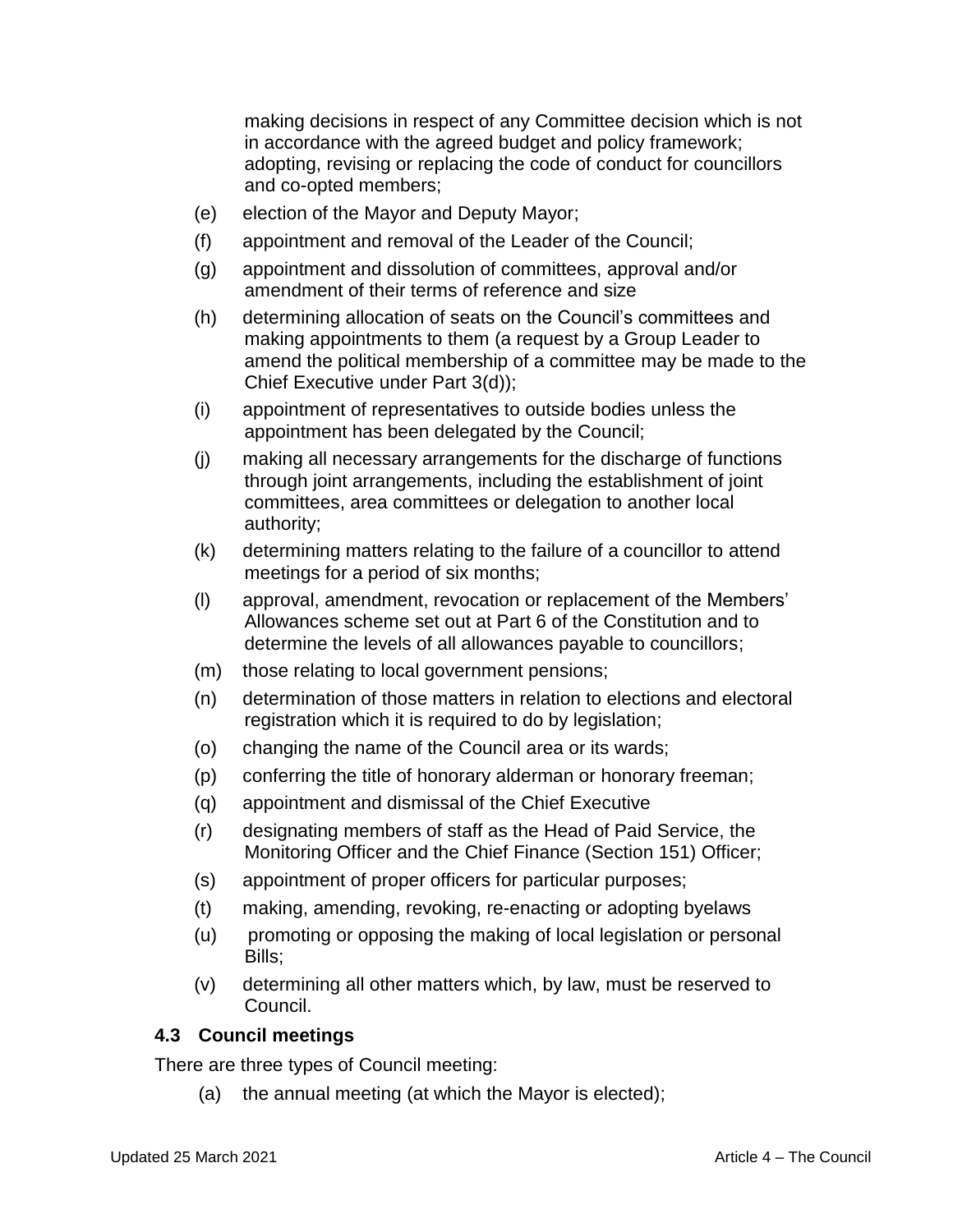making decisions in respect of any Committee decision which is not in accordance with the agreed budget and policy framework; adopting, revising or replacing the code of conduct for councillors and co-opted members;

(e) election of the Mayor and Deputy Mayor;

(f) appointment and removal of the Leader of the Council;

(g) appointment and dissolution of committees, approval and/or amendment of their terms of reference and size

(h) determining allocation of seats on the Council's committees and making appointments to them (a request by a Group Leader to amend the political membership of a committee may be made to the Chief Executive under Part 3(d));

(i) appointment of representatives to outside bodies unless the appointment has been delegated by the Council;

(j) making all necessary arrangements for the discharge of functions through joint arrangements, including the establishment of joint committees, area committees or delegation to another local authority;

(k) determining matters relating to the failure of a councillor to attend meetings for a period of six months;

(l) approval, amendment, revocation or replacement of the Members' Allowances scheme set out at Part 6 of the Constitution and to determine the levels of all allowances payable to councillors;

(m) those relating to local government pensions;

(n) determination of those matters in relation to elections and electoral registration which it is required to do by legislation;

(o) changing the name of the Council area or its wards;

(p) conferring the title of honorary alderman or honorary freeman;

(q) appointment and dismissal of the Chief Executive

(r) designating members of staff as the Head of Paid Service, the Monitoring Officer and the Chief Finance (Section 151) Officer;

(s) appointment of proper officers for particular purposes;

(t) making, amending, revoking, re-enacting or adopting byelaws

(u) promoting or opposing the making of local legislation or personal Bills;

(v) determining all other matters which, by law, must be reserved to Council.

### 4.3 Council meetings

There are three types of Council meeting:

(a) the annual meeting (at which the Mayor is elected);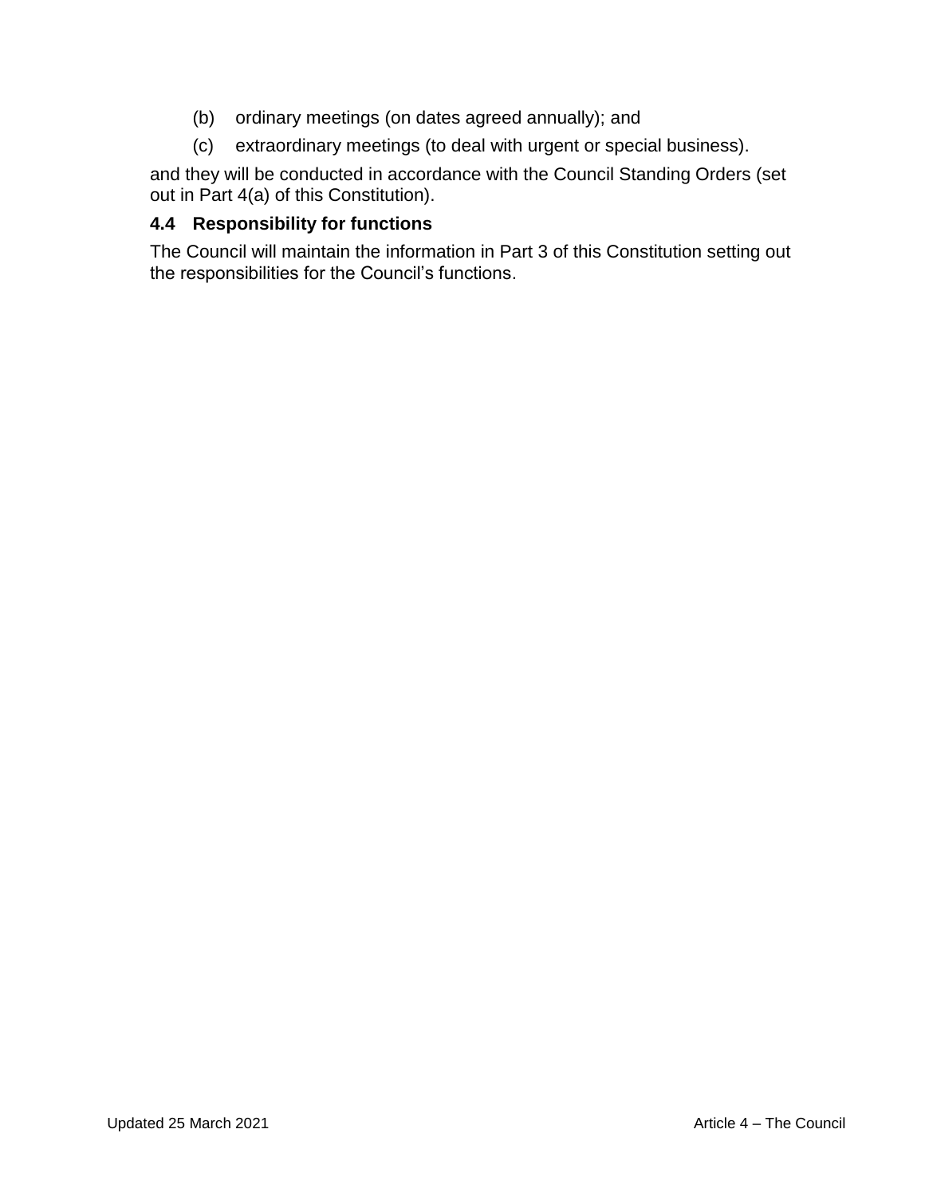(b) ordinary meetings (on dates agreed annually); and

(c) extraordinary meetings (to deal with urgent or special business).

and they will be conducted in accordance with the Council Standing Orders (set out in Part 4(a) of this Constitution).

### 4.4 Responsibility for functions

The Council will maintain the information in Part 3 of this Constitution setting out the responsibilities for the Council's functions.